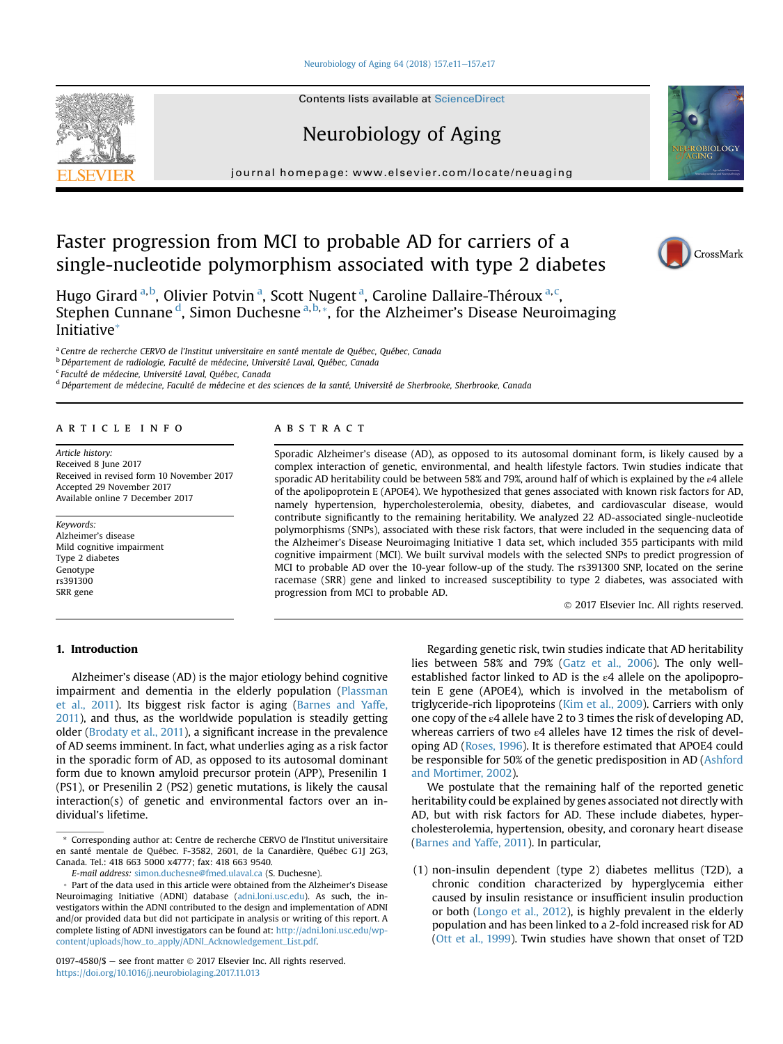Contents lists available at ScienceDirect

Neurobiology of Aging

journal homepage: www.elsevier.com/locate/neuaging

# Faster progression from MCI to probable AD for carriers of a single-nucleotide polymorphism associated with type 2 diabetes

Hugo Girard [a,b], Olivier Potvin [a], Scott Nugent [a], Caroline Dallaire-Théroux [a,c], Stephen Cunnane [d], Simon Duchesne [a,b,*], for the Alzheimer's Disease Neuroimaging Initiative[⋆]

[a] Centre de recherche CERVO de l'Institut universitaire en santé mentale de Québec, Québec, Canada
[b] Département de radiologie, Faculté de médecine, Université Laval, Québec, Canada
[c] Faculté de médecine, Université Laval, Québec, Canada
[d] Département de médecine, Faculté de médecine et des sciences de la santé, Université de Sherbrooke, Sherbrooke, Canada

## ARTICLE INFO

*Article history:*
Received 8 June 2017
Received in revised form 10 November 2017
Accepted 29 November 2017
Available online 7 December 2017

*Keywords:*
Alzheimer's disease
Mild cognitive impairment
Type 2 diabetes
Genotype
rs391300
SRR gene

## ABSTRACT

Sporadic Alzheimer's disease (AD), as opposed to its autosomal dominant form, is likely caused by a complex interaction of genetic, environmental, and health lifestyle factors. Twin studies indicate that sporadic AD heritability could be between 58% and 79%, around half of which is explained by the ε4 allele of the apolipoprotein E (APOE4). We hypothesized that genes associated with known risk factors for AD, namely hypertension, hypercholesterolemia, obesity, diabetes, and cardiovascular disease, would contribute significantly to the remaining heritability. We analyzed 22 AD-associated single-nucleotide polymorphisms (SNPs), associated with these risk factors, that were included in the sequencing data of the Alzheimer's Disease Neuroimaging Initiative 1 data set, which included 355 participants with mild cognitive impairment (MCI). We built survival models with the selected SNPs to predict progression of MCI to probable AD over the 10-year follow-up of the study. The rs391300 SNP, located on the serine racemase (SRR) gene and linked to increased susceptibility to type 2 diabetes, was associated with progression from MCI to probable AD.

© 2017 Elsevier Inc. All rights reserved.

## 1. Introduction

Alzheimer's disease (AD) is the major etiology behind cognitive impairment and dementia in the elderly population (Plassman et al., 2011). Its biggest risk factor is aging (Barnes and Yaffe, 2011), and thus, as the worldwide population is steadily getting older (Brodaty et al., 2011), a significant increase in the prevalence of AD seems imminent. In fact, what underlies aging as a risk factor in the sporadic form of AD, as opposed to its autosomal dominant form due to known amyloid precursor protein (APP), Presenilin 1 (PS1), or Presenilin 2 (PS2) genetic mutations, is likely the causal interaction(s) of genetic and environmental factors over an individual's lifetime.

Regarding genetic risk, twin studies indicate that AD heritability lies between 58% and 79% (Gatz et al., 2006). The only well-established factor linked to AD is the ε4 allele on the apolipoprotein E gene (APOE4), which is involved in the metabolism of triglyceride-rich lipoproteins (Kim et al., 2009). Carriers with only one copy of the ε4 allele have 2 to 3 times the risk of developing AD, whereas carriers of two ε4 alleles have 12 times the risk of developing AD (Roses, 1996). It is therefore estimated that APOE4 could be responsible for 50% of the genetic predisposition in AD (Ashford and Mortimer, 2002).

We postulate that the remaining half of the reported genetic heritability could be explained by genes associated not directly with AD, but with risk factors for AD. These include diabetes, hypercholesterolemia, hypertension, obesity, and coronary heart disease (Barnes and Yaffe, 2011). In particular,

(1) non-insulin dependent (type 2) diabetes mellitus (T2D), a chronic condition characterized by hyperglycemia either caused by insulin resistance or insufficient insulin production or both (Longo et al., 2012), is highly prevalent in the elderly population and has been linked to a 2-fold increased risk for AD (Ott et al., 1999). Twin studies have shown that onset of T2D

* Corresponding author at: Centre de recherche CERVO de l'Institut universitaire en santé mentale de Québec. F-3582, 2601, de la Canardière, Québec G1J 2G3, Canada. Tel.: 418 663 5000 x4777; fax: 418 663 9540.
*E-mail address:* simon.duchesne@fmed.ulaval.ca (S. Duchesne).

⋆ Part of the data used in this article were obtained from the Alzheimer's Disease Neuroimaging Initiative (ADNI) database (adni.loni.usc.edu). As such, the investigators within the ADNI contributed to the design and implementation of ADNI and/or provided data but did not participate in analysis or writing of this report. A complete listing of ADNI investigators can be found at: http://adni.loni.usc.edu/wp-content/uploads/how_to_apply/ADNI_Acknowledgement_List.pdf.

0197-4580/$ — see front matter © 2017 Elsevier Inc. All rights reserved.
https://doi.org/10.1016/j.neurobiolaging.2017.11.013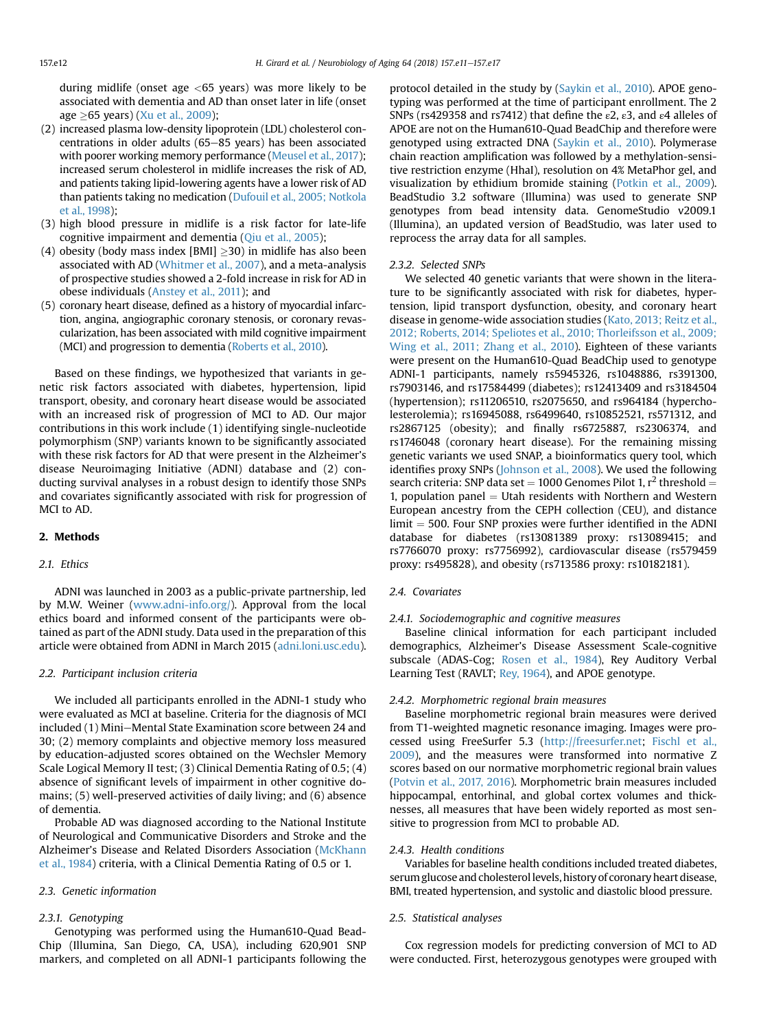during midlife (onset age <65 years) was more likely to be associated with dementia and AD than onset later in life (onset age ≥65 years) (Xu et al., 2009);

(2) increased plasma low-density lipoprotein (LDL) cholesterol concentrations in older adults (65–85 years) has been associated with poorer working memory performance (Meusel et al., 2017); increased serum cholesterol in midlife increases the risk of AD, and patients taking lipid-lowering agents have a lower risk of AD than patients taking no medication (Dufouil et al., 2005; Notkola et al., 1998);

(3) high blood pressure in midlife is a risk factor for late-life cognitive impairment and dementia (Qiu et al., 2005);

(4) obesity (body mass index [BMI] ≥30) in midlife has also been associated with AD (Whitmer et al., 2007), and a meta-analysis of prospective studies showed a 2-fold increase in risk for AD in obese individuals (Anstey et al., 2011); and

(5) coronary heart disease, defined as a history of myocardial infarction, angina, angiographic coronary stenosis, or coronary revascularization, has been associated with mild cognitive impairment (MCI) and progression to dementia (Roberts et al., 2010).

Based on these findings, we hypothesized that variants in genetic risk factors associated with diabetes, hypertension, lipid transport, obesity, and coronary heart disease would be associated with an increased risk of progression of MCI to AD. Our major contributions in this work include (1) identifying single-nucleotide polymorphism (SNP) variants known to be significantly associated with these risk factors for AD that were present in the Alzheimer's disease Neuroimaging Initiative (ADNI) database and (2) conducting survival analyses in a robust design to identify those SNPs and covariates significantly associated with risk for progression of MCI to AD.

## 2. Methods

### 2.1. Ethics

ADNI was launched in 2003 as a public-private partnership, led by M.W. Weiner (www.adni-info.org/). Approval from the local ethics board and informed consent of the participants were obtained as part of the ADNI study. Data used in the preparation of this article were obtained from ADNI in March 2015 (adni.loni.usc.edu).

### 2.2. Participant inclusion criteria

We included all participants enrolled in the ADNI-1 study who were evaluated as MCI at baseline. Criteria for the diagnosis of MCI included (1) Mini–Mental State Examination score between 24 and 30; (2) memory complaints and objective memory loss measured by education-adjusted scores obtained on the Wechsler Memory Scale Logical Memory II test; (3) Clinical Dementia Rating of 0.5; (4) absence of significant levels of impairment in other cognitive domains; (5) well-preserved activities of daily living; and (6) absence of dementia.

Probable AD was diagnosed according to the National Institute of Neurological and Communicative Disorders and Stroke and the Alzheimer's Disease and Related Disorders Association (McKhann et al., 1984) criteria, with a Clinical Dementia Rating of 0.5 or 1.

### 2.3. Genetic information

#### 2.3.1. Genotyping

Genotyping was performed using the Human610-Quad BeadChip (Illumina, San Diego, CA, USA), including 620,901 SNP markers, and completed on all ADNI-1 participants following the protocol detailed in the study by (Saykin et al., 2010). APOE genotyping was performed at the time of participant enrollment. The 2 SNPs (rs429358 and rs7412) that define the ε2, ε3, and ε4 alleles of APOE are not on the Human610-Quad BeadChip and therefore were genotyped using extracted DNA (Saykin et al., 2010). Polymerase chain reaction amplification was followed by a methylation-sensitive restriction enzyme (HhaI), resolution on 4% MetaPhor gel, and visualization by ethidium bromide staining (Potkin et al., 2009). BeadStudio 3.2 software (Illumina) was used to generate SNP genotypes from bead intensity data. GenomeStudio v2009.1 (Illumina), an updated version of BeadStudio, was later used to reprocess the array data for all samples.

#### 2.3.2. Selected SNPs

We selected 40 genetic variants that were shown in the literature to be significantly associated with risk for diabetes, hypertension, lipid transport dysfunction, obesity, and coronary heart disease in genome-wide association studies (Kato, 2013; Reitz et al., 2012; Roberts, 2014; Speliotes et al., 2010; Thorleifsson et al., 2009; Wing et al., 2011; Zhang et al., 2010). Eighteen of these variants were present on the Human610-Quad BeadChip used to genotype ADNI-1 participants, namely rs5945326, rs1048886, rs391300, rs7903146, and rs17584499 (diabetes); rs12413409 and rs3184504 (hypertension); rs11206510, rs2075650, and rs964184 (hypercholesterolemia); rs16945088, rs6499640, rs10852521, rs571312, and rs2867125 (obesity); and finally rs6725887, rs2306374, and rs1746048 (coronary heart disease). For the remaining missing genetic variants we used SNAP, a bioinformatics query tool, which identifies proxy SNPs (Johnson et al., 2008). We used the following search criteria: SNP data set = 1000 Genomes Pilot 1, $r^2$ threshold = 1, population panel = Utah residents with Northern and Western European ancestry from the CEPH collection (CEU), and distance limit = 500. Four SNP proxies were further identified in the ADNI database for diabetes (rs13081389 proxy: rs13089415; and rs7766070 proxy: rs7756992), cardiovascular disease (rs579459 proxy: rs495828), and obesity (rs713586 proxy: rs10182181).

### 2.4. Covariates

#### 2.4.1. Sociodemographic and cognitive measures

Baseline clinical information for each participant included demographics, Alzheimer's Disease Assessment Scale-cognitive subscale (ADAS-Cog; Rosen et al., 1984), Rey Auditory Verbal Learning Test (RAVLT; Rey, 1964), and APOE genotype.

#### 2.4.2. Morphometric regional brain measures

Baseline morphometric regional brain measures were derived from T1-weighted magnetic resonance imaging. Images were processed using FreeSurfer 5.3 (http://freesurfer.net; Fischl et al., 2009), and the measures were transformed into normative Z scores based on our normative morphometric regional brain values (Potvin et al., 2017, 2016). Morphometric brain measures included hippocampal, entorhinal, and global cortex volumes and thicknesses, all measures that have been widely reported as most sensitive to progression from MCI to probable AD.

#### 2.4.3. Health conditions

Variables for baseline health conditions included treated diabetes, serum glucose and cholesterol levels, history of coronary heart disease, BMI, treated hypertension, and systolic and diastolic blood pressure.

### 2.5. Statistical analyses

Cox regression models for predicting conversion of MCI to AD were conducted. First, heterozygous genotypes were grouped with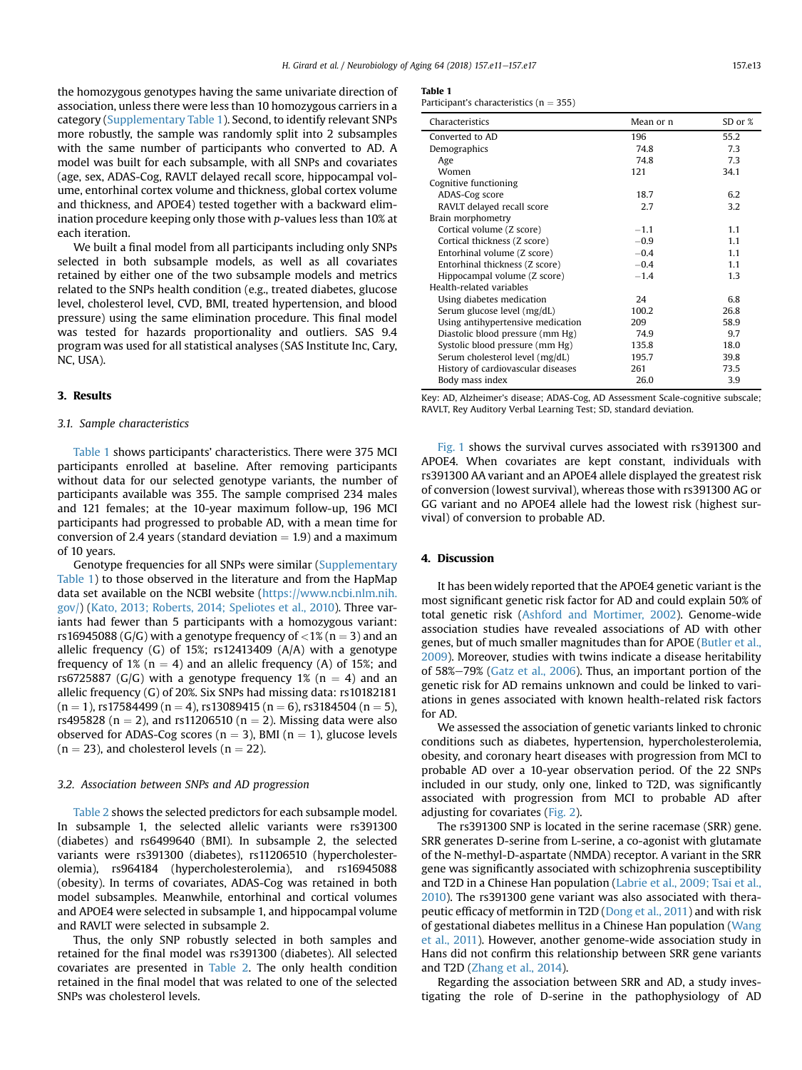the homozygous genotypes having the same univariate direction of association, unless there were less than 10 homozygous carriers in a category (Supplementary Table 1). Second, to identify relevant SNPs more robustly, the sample was randomly split into 2 subsamples with the same number of participants who converted to AD. A model was built for each subsample, with all SNPs and covariates (age, sex, ADAS-Cog, RAVLT delayed recall score, hippocampal volume, entorhinal cortex volume and thickness, global cortex volume and thickness, and APOE4) tested together with a backward elimination procedure keeping only those with *p*-values less than 10% at each iteration.

We built a final model from all participants including only SNPs selected in both subsample models, as well as all covariates retained by either one of the two subsample models and metrics related to the SNPs health condition (e.g., treated diabetes, glucose level, cholesterol level, CVD, BMI, treated hypertension, and blood pressure) using the same elimination procedure. This final model was tested for hazards proportionality and outliers. SAS 9.4 program was used for all statistical analyses (SAS Institute Inc, Cary, NC, USA).

## 3. Results

### 3.1. Sample characteristics

Table 1 shows participants' characteristics. There were 375 MCI participants enrolled at baseline. After removing participants without data for our selected genotype variants, the number of participants available was 355. The sample comprised 234 males and 121 females; at the 10-year maximum follow-up, 196 MCI participants had progressed to probable AD, with a mean time for conversion of 2.4 years (standard deviation = 1.9) and a maximum of 10 years.

Genotype frequencies for all SNPs were similar (Supplementary Table 1) to those observed in the literature and from the HapMap data set available on the NCBI website (https://www.ncbi.nlm.nih.gov/) (Kato, 2013; Roberts, 2014; Speliotes et al., 2010). Three variants had fewer than 5 participants with a homozygous variant: rs16945088 (G/G) with a genotype frequency of <1% (n = 3) and an allelic frequency (G) of 15%; rs12413409 (A/A) with a genotype frequency of 1% (n = 4) and an allelic frequency (A) of 15%; and rs6725887 (G/G) with a genotype frequency 1% (n = 4) and an allelic frequency (G) of 20%. Six SNPs had missing data: rs10182181 (n = 1), rs17584499 (n = 4), rs13089415 (n = 6), rs3184504 (n = 5), rs495828 (n = 2), and rs11206510 (n = 2). Missing data were also observed for ADAS-Cog scores (n = 3), BMI (n = 1), glucose levels (n = 23), and cholesterol levels (n = 22).

### 3.2. Association between SNPs and AD progression

Table 2 shows the selected predictors for each subsample model. In subsample 1, the selected allelic variants were rs391300 (diabetes) and rs6499640 (BMI). In subsample 2, the selected variants were rs391300 (diabetes), rs11206510 (hypercholesterolemia), rs964184 (hypercholesterolemia), and rs16945088 (obesity). In terms of covariates, ADAS-Cog was retained in both model subsamples. Meanwhile, entorhinal and cortical volumes and APOE4 were selected in subsample 1, and hippocampal volume and RAVLT were selected in subsample 2.

Thus, the only SNP robustly selected in both samples and retained for the final model was rs391300 (diabetes). All selected covariates are presented in Table 2. The only health condition retained in the final model that was related to one of the selected SNPs was cholesterol levels.

**Table 1**
Participant's characteristics (n = 355)

| Characteristics | Mean or n | SD or % |
|---|---|---|
| Converted to AD | 196 | 55.2 |
| Demographics | 74.8 | 7.3 |
| Age | 74.8 | 7.3 |
| Women | 121 | 34.1 |
| Cognitive functioning | | |
| ADAS-Cog score | 18.7 | 6.2 |
| RAVLT delayed recall score | 2.7 | 3.2 |
| Brain morphometry | | |
| Cortical volume (Z score) | −1.1 | 1.1 |
| Cortical thickness (Z score) | −0.9 | 1.1 |
| Entorhinal volume (Z score) | −0.4 | 1.1 |
| Entorhinal thickness (Z score) | −0.4 | 1.1 |
| Hippocampal volume (Z score) | −1.4 | 1.3 |
| Health-related variables | | |
| Using diabetes medication | 24 | 6.8 |
| Serum glucose level (mg/dL) | 100.2 | 26.8 |
| Using antihypertensive medication | 209 | 58.9 |
| Diastolic blood pressure (mm Hg) | 74.9 | 9.7 |
| Systolic blood pressure (mm Hg) | 135.8 | 18.0 |
| Serum cholesterol level (mg/dL) | 195.7 | 39.8 |
| History of cardiovascular diseases | 261 | 73.5 |
| Body mass index | 26.0 | 3.9 |

Key: AD, Alzheimer's disease; ADAS-Cog, AD Assessment Scale-cognitive subscale; RAVLT, Rey Auditory Verbal Learning Test; SD, standard deviation.

Fig. 1 shows the survival curves associated with rs391300 and APOE4. When covariates are kept constant, individuals with rs391300 AA variant and an APOE4 allele displayed the greatest risk of conversion (lowest survival), whereas those with rs391300 AG or GG variant and no APOE4 allele had the lowest risk (highest survival) of conversion to probable AD.

## 4. Discussion

It has been widely reported that the APOE4 genetic variant is the most significant genetic risk factor for AD and could explain 50% of total genetic risk (Ashford and Mortimer, 2002). Genome-wide association studies have revealed associations of AD with other genes, but of much smaller magnitudes than for APOE (Butler et al., 2009). Moreover, studies with twins indicate a disease heritability of 58%–79% (Gatz et al., 2006). Thus, an important portion of the genetic risk for AD remains unknown and could be linked to variations in genes associated with known health-related risk factors for AD.

We assessed the association of genetic variants linked to chronic conditions such as diabetes, hypertension, hypercholesterolemia, obesity, and coronary heart diseases with progression from MCI to probable AD over a 10-year observation period. Of the 22 SNPs included in our study, only one, linked to T2D, was significantly associated with progression from MCI to probable AD after adjusting for covariates (Fig. 2).

The rs391300 SNP is located in the serine racemase (SRR) gene. SRR generates D-serine from L-serine, a co-agonist with glutamate of the N-methyl-D-aspartate (NMDA) receptor. A variant in the SRR gene was significantly associated with schizophrenia susceptibility and T2D in a Chinese Han population (Labrie et al., 2009; Tsai et al., 2010). The rs391300 gene variant was also associated with therapeutic efficacy of metformin in T2D (Dong et al., 2011) and with risk of gestational diabetes mellitus in a Chinese Han population (Wang et al., 2011). However, another genome-wide association study in Hans did not confirm this relationship between SRR gene variants and T2D (Zhang et al., 2014).

Regarding the association between SRR and AD, a study investigating the role of D-serine in the pathophysiology of AD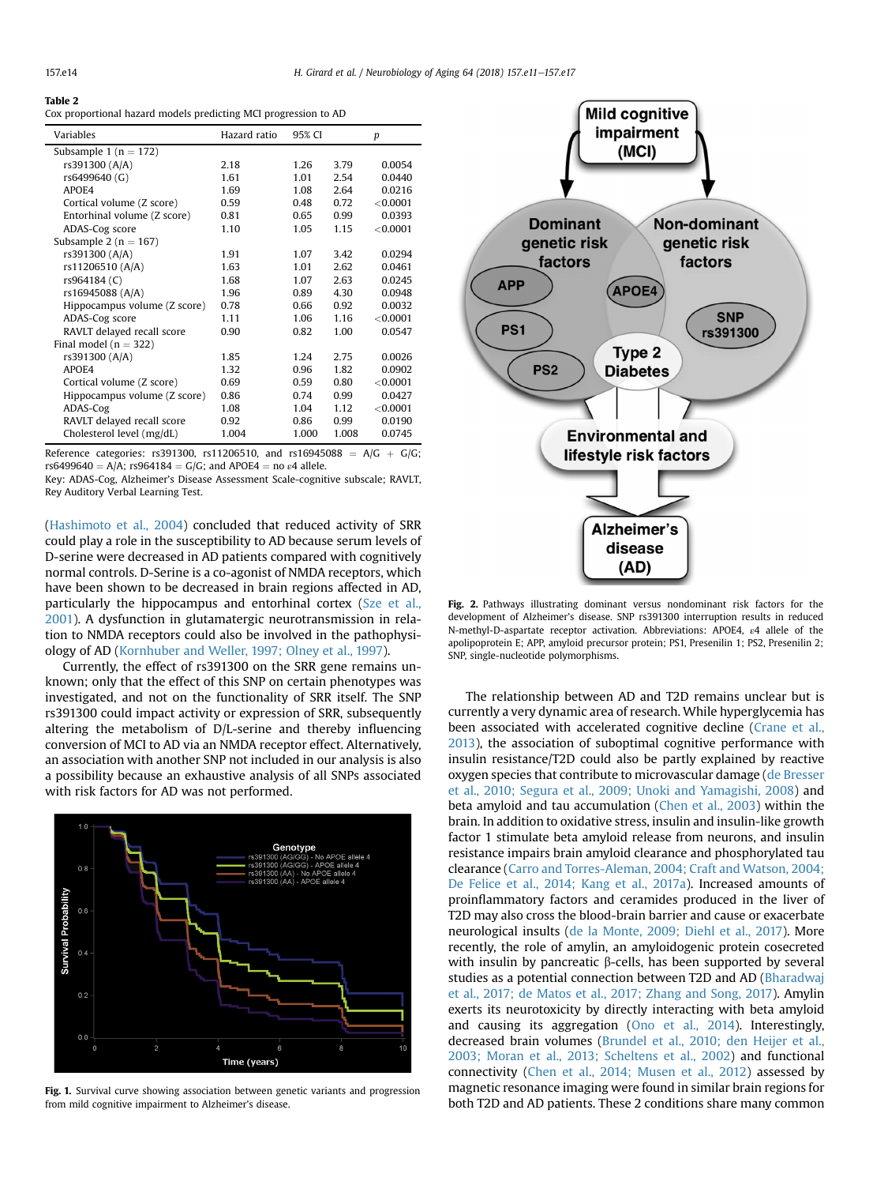**Table 2**
Cox proportional hazard models predicting MCI progression to AD

| Variables | Hazard ratio | 95% CI | | p |
|---|---|---|---|---|
| Subsample 1 (n = 172) | | | | |
| rs391300 (A/A) | 2.18 | 1.26 | 3.79 | 0.0054 |
| rs6499640 (G) | 1.61 | 1.01 | 2.54 | 0.0440 |
| APOE4 | 1.69 | 1.08 | 2.64 | 0.0216 |
| Cortical volume (Z score) | 0.59 | 0.48 | 0.72 | <0.0001 |
| Entorhinal volume (Z score) | 0.81 | 0.65 | 0.99 | 0.0393 |
| ADAS-Cog score | 1.10 | 1.05 | 1.15 | <0.0001 |
| Subsample 2 (n = 167) | | | | |
| rs391300 (A/A) | 1.91 | 1.07 | 3.42 | 0.0294 |
| rs11206510 (A/A) | 1.63 | 1.01 | 2.62 | 0.0461 |
| rs964184 (C) | 1.68 | 1.07 | 2.63 | 0.0245 |
| rs16945088 (A/A) | 1.96 | 0.89 | 4.30 | 0.0948 |
| Hippocampus volume (Z score) | 0.78 | 0.66 | 0.92 | 0.0032 |
| ADAS-Cog score | 1.11 | 1.06 | 1.16 | <0.0001 |
| RAVLT delayed recall score | 0.90 | 0.82 | 1.00 | 0.0547 |
| Final model (n = 322) | | | | |
| rs391300 (A/A) | 1.85 | 1.24 | 2.75 | 0.0026 |
| APOE4 | 1.32 | 0.96 | 1.82 | 0.0902 |
| Cortical volume (Z score) | 0.69 | 0.59 | 0.80 | <0.0001 |
| Hippocampus volume (Z score) | 0.86 | 0.74 | 0.99 | 0.0427 |
| ADAS-Cog | 1.08 | 1.04 | 1.12 | <0.0001 |
| RAVLT delayed recall score | 0.92 | 0.86 | 0.99 | 0.0190 |
| Cholesterol level (mg/dL) | 1.004 | 1.000 | 1.008 | 0.0745 |

Reference categories: rs391300, rs11206510, and rs16945088 = A/G + G/G; rs6499640 = A/A; rs964184 = G/G; and APOE4 = no ε4 allele.
Key: ADAS-Cog, Alzheimer's Disease Assessment Scale-cognitive subscale; RAVLT, Rey Auditory Verbal Learning Test.

(Hashimoto et al., 2004) concluded that reduced activity of SRR could play a role in the susceptibility to AD because serum levels of D-serine were decreased in AD patients compared with cognitively normal controls. D-Serine is a co-agonist of NMDA receptors, which have been shown to be decreased in brain regions affected in AD, particularly the hippocampus and entorhinal cortex (Sze et al., 2001). A dysfunction in glutamatergic neurotransmission in relation to NMDA receptors could also be involved in the pathophysiology of AD (Kornhuber and Weller, 1997; Olney et al., 1997).

Currently, the effect of rs391300 on the SRR gene remains unknown; only that the effect of this SNP on certain phenotypes was investigated, and not on the functionality of SRR itself. The SNP rs391300 could impact activity or expression of SRR, subsequently altering the metabolism of D/L-serine and thereby influencing conversion of MCI to AD via an NMDA receptor effect. Alternatively, an association with another SNP not included in our analysis is also a possibility because an exhaustive analysis of all SNPs associated with risk factors for AD was not performed.

Genotype
rs391300 (AG/GG) - No APOE allele 4
rs391300 (AG/GG) - APOE allele 4
rs391300 (AA) - No APOE allele 4
rs391300 (AA) - APOE allele 4
Survival Probability
1.0
0.8
0.6
0.4
0.2
0.0
0
2
4
6
8
10
Time (years)

**Fig. 1.** Survival curve showing association between genetic variants and progression from mild cognitive impairment to Alzheimer's disease.

Mild cognitive impairment (MCI)
Dominant genetic risk factors
Non-dominant genetic risk factors
APP
PS1
PS2
APOE4
SNP rs391300
Type 2 Diabetes
Environmental and lifestyle risk factors
Alzheimer's disease (AD)

**Fig. 2.** Pathways illustrating dominant versus nondominant risk factors for the development of Alzheimer's disease. SNP rs391300 interruption results in reduced N-methyl-D-aspartate receptor activation. Abbreviations: APOE4, ε4 allele of the apolipoprotein E; APP, amyloid precursor protein; PS1, Presenilin 1; PS2, Presenilin 2; SNP, single-nucleotide polymorphisms.

The relationship between AD and T2D remains unclear but is currently a very dynamic area of research. While hyperglycemia has been associated with accelerated cognitive decline (Crane et al., 2013), the association of suboptimal cognitive performance with insulin resistance/T2D could also be partly explained by reactive oxygen species that contribute to microvascular damage (de Bresser et al., 2010; Segura et al., 2009; Unoki and Yamagishi, 2008) and beta amyloid and tau accumulation (Chen et al., 2003) within the brain. In addition to oxidative stress, insulin and insulin-like growth factor 1 stimulate beta amyloid release from neurons, and insulin resistance impairs brain amyloid clearance and phosphorylated tau clearance (Carro and Torres-Aleman, 2004; Craft and Watson, 2004; De Felice et al., 2014; Kang et al., 2017a). Increased amounts of proinflammatory factors and ceramides produced in the liver of T2D may also cross the blood-brain barrier and cause or exacerbate neurological insults (de la Monte, 2009; Diehl et al., 2017). More recently, the role of amylin, an amyloidogenic protein cosecreted with insulin by pancreatic β-cells, has been supported by several studies as a potential connection between T2D and AD (Bharadwaj et al., 2017; de Matos et al., 2017; Zhang and Song, 2017). Amylin exerts its neurotoxicity by directly interacting with beta amyloid and causing its aggregation (Ono et al., 2014). Interestingly, decreased brain volumes (Brundel et al., 2010; den Heijer et al., 2003; Moran et al., 2013; Scheltens et al., 2002) and functional connectivity (Chen et al., 2014; Musen et al., 2012) assessed by magnetic resonance imaging were found in similar brain regions for both T2D and AD patients. These 2 conditions share many common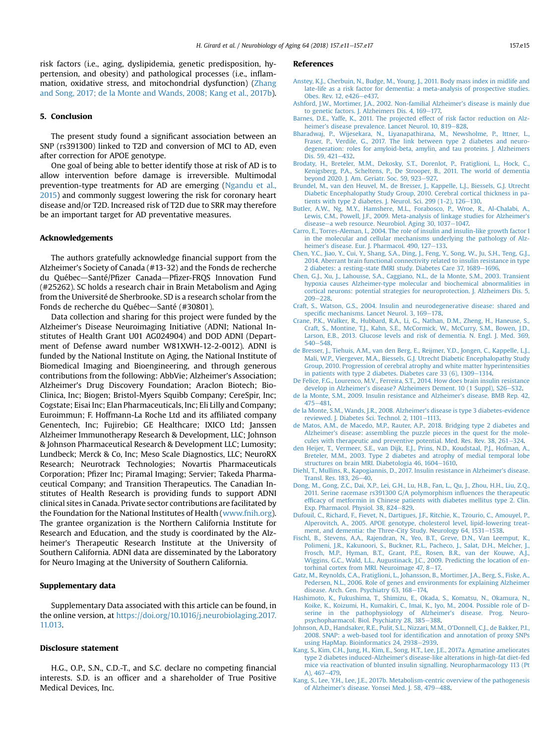risk factors (i.e., aging, dyslipidemia, genetic predisposition, hypertension, and obesity) and pathological processes (i.e., inflammation, oxidative stress, and mitochondrial dysfunction) (Zhang and Song, 2017; de la Monte and Wands, 2008; Kang et al., 2017b).

## 5. Conclusion

The present study found a significant association between an SNP (rs391300) linked to T2D and conversion of MCI to AD, even after correction for APOE genotype.

One goal of being able to better identify those at risk of AD is to allow intervention before damage is irreversible. Multimodal prevention-type treatments for AD are emerging (Ngandu et al., 2015) and commonly suggest lowering the risk for coronary heart disease and/or T2D. Increased risk of T2D due to SRR may therefore be an important target for AD preventative measures.

## Acknowledgements

The authors gratefully acknowledge financial support from the Alzheimer's Society of Canada (#13-32) and the Fonds de recherche du Québec—Santé/Pfizer Canada—Pfizer-FRQS Innovation Fund (#25262). SC holds a research chair in Brain Metabolism and Aging from the Université de Sherbrooke. SD is a research scholar from the Fonds de recherche du Québec—Santé (#30801).

Data collection and sharing for this project were funded by the Alzheimer's Disease Neuroimaging Initiative (ADNI; National Institutes of Health Grant U01 AG024904) and DOD ADNI (Department of Defense award number W81XWH-12-2-0012). ADNI is funded by the National Institute on Aging, the National Institute of Biomedical Imaging and Bioengineering, and through generous contributions from the following: AbbVie; Alzheimer's Association; Alzheimer's Drug Discovery Foundation; Araclon Biotech; BioClinica, Inc; Biogen; Bristol-Myers Squibb Company; CereSpir, Inc; Cogstate; Eisai Inc; Elan Pharmaceuticals, Inc; Eli Lilly and Company; Euroimmun; F. Hoffmann-La Roche Ltd and its affiliated company Genentech, Inc; Fujirebio; GE Healthcare; IXICO Ltd; Janssen Alzheimer Immunotherapy Research & Development, LLC; Johnson & Johnson Pharmaceutical Research & Development LLC; Lumosity; Lundbeck; Merck & Co, Inc; Meso Scale Diagnostics, LLC; NeuroRX Research; Neurotrack Technologies; Novartis Pharmaceuticals Corporation; Pfizer Inc; Piramal Imaging; Servier; Takeda Pharmaceutical Company; and Transition Therapeutics. The Canadian Institutes of Health Research is providing funds to support ADNI clinical sites in Canada. Private sector contributions are facilitated by the Foundation for the National Institutes of Health (www.fnih.org). The grantee organization is the Northern California Institute for Research and Education, and the study is coordinated by the Alzheimer's Therapeutic Research Institute at the University of Southern California. ADNI data are disseminated by the Laboratory for Neuro Imaging at the University of Southern California.

## Supplementary data

Supplementary Data associated with this article can be found, in the online version, at https://doi.org/10.1016/j.neurobiolaging.2017.11.013.

## Disclosure statement

H.G., O.P., S.N., C.D.-T., and S.C. declare no competing financial interests. S.D. is an officer and a shareholder of True Positive Medical Devices, Inc.

## References

Anstey, K.J., Cherbuin, N., Budge, M., Young, J., 2011. Body mass index in midlife and late-life as a risk factor for dementia: a meta-analysis of prospective studies. Obes. Rev. 12, e426–e437.

Ashford, J.W., Mortimer, J.A., 2002. Non-familial Alzheimer's disease is mainly due to genetic factors. J. Alzheimers Dis. 4, 169–177.

Barnes, D.E., Yaffe, K., 2011. The projected effect of risk factor reduction on Alzheimer's disease prevalence. Lancet Neurol. 10, 819–828.

Bharadwaj, P., Wijesekara, N., Liyanapathirana, M., Newsholme, P., Ittner, L., Fraser, P., Verdile, G., 2017. The link between type 2 diabetes and neurodegeneration: roles for amyloid-beta, amylin, and tau proteins. J. Alzheimers Dis. 59, 421–432.

Brodaty, H., Breteler, M.M., Dekosky, S.T., Dorenlot, P., Fratiglioni, L., Hock, C., Kenigsberg, P.A., Scheltens, P., De Strooper, B., 2011. The world of dementia beyond 2020. J. Am. Geriatr. Soc. 59, 923–927.

Brundel, M., van den Heuvel, M., de Bresser, J., Kappelle, L.J., Biessels, G.J. Utrecht Diabetic Encephalopathy Study Group, 2010. Cerebral cortical thickness in patients with type 2 diabetes. J. Neurol. Sci. 299 (1-2), 126–130.

Butler, A.W., Ng, M.Y., Hamshere, M.L., Forabosco, P., Wroe, R., Al-Chalabi, A., Lewis, C.M., Powell, J.F., 2009. Meta-analysis of linkage studies for Alzheimer's disease—a web resource. Neurobiol. Aging 30, 1037–1047.

Carro, E., Torres-Aleman, I., 2004. The role of insulin and insulin-like growth factor I in the molecular and cellular mechanisms underlying the pathology of Alzheimer's disease. Eur. J. Pharmacol. 490, 127–133.

Chen, Y.C., Jiao, Y., Cui, Y., Shang, S.A., Ding, J., Feng, Y., Song, W., Ju, S.H., Teng, G.J., 2014. Aberrant brain functional connectivity related to insulin resistance in type 2 diabetes: a resting-state fMRI study. Diabetes Care 37, 1689–1696.

Chen, G.J., Xu, J., Lahousse, S.A., Caggiano, N.L., de la Monte, S.M., 2003. Transient hypoxia causes Alzheimer-type molecular and biochemical abnormalities in cortical neurons: potential strategies for neuroprotection. J. Alzheimers Dis. 5, 209–228.

Craft, S., Watson, G.S., 2004. Insulin and neurodegenerative disease: shared and specific mechanisms. Lancet Neurol. 3, 169–178.

Crane, P.K., Walker, R., Hubbard, R.A., Li, G., Nathan, D.M., Zheng, H., Haneuse, S., Craft, S., Montine, T.J., Kahn, S.E., McCormick, W., McCurry, S.M., Bowen, J.D., Larson, E.B., 2013. Glucose levels and risk of dementia. N. Engl. J. Med. 369, 540–548.

de Bresser, J., Tiehuis, A.M., van den Berg, E., Reijmer, Y.D., Jongen, C., Kappelle, L.J., Mali, W.P., Viergever, M.A., Biessels, G.J. Utrecht Diabetic Encephalopathy Study Group, 2010. Progression of cerebral atrophy and white matter hyperintensities in patients with type 2 diabetes. Diabetes care 33 (6), 1309–1314.

De Felice, F.G., Lourenco, M.V., Ferreira, S.T., 2014. How does brain insulin resistance develop in Alzheimer's disease? Alzheimers Dement. 10 (1 Suppl), S26–S32.

de la Monte, S.M., 2009. Insulin resistance and Alzheimer's disease. BMB Rep. 42, 475–481.

de la Monte, S.M., Wands, J.R., 2008. Alzheimer's disease is type 3 diabetes-evidence reviewed. J. Diabetes Sci. Technol. 2, 1101–1113.

de Matos, A.M., de Macedo, M.P., Rauter, A.P., 2018. Bridging type 2 diabetes and Alzheimer's disease: assembling the puzzle pieces in the quest for the molecules with therapeutic and preventive potential. Med. Res. Rev. 38, 261–324.

den Heijer, T., Vermeer, S.E., van Dijk, E.J., Prins, N.D., Koudstaal, P.J., Hofman, A., Breteler, M.M., 2003. Type 2 diabetes and atrophy of medial temporal lobe structures on brain MRI. Diabetologia 46, 1604–1610.

Diehl, T., Mullins, R., Kapogiannis, D., 2017. Insulin resistance in Alzheimer's disease. Transl. Res. 183, 26–40.

Dong, M., Gong, Z.C., Dai, X.P., Lei, G.H., Lu, H.B., Fan, L., Qu, J., Zhou, H.H., Liu, Z.Q., 2011. Serine racemase rs391300 G/A polymorphism influences the therapeutic efficacy of metformin in Chinese patients with diabetes mellitus type 2. Clin. Exp. Pharmacol. Physiol. 38, 824–829.

Dufouil, C., Richard, F., Fievet, N., Dartigues, J.F., Ritchie, K., Tzourio, C., Amouyel, P., Alperovitch, A., 2005. APOE genotype, cholesterol level, lipid-lowering treatment, and dementia: the Three-City Study. Neurology 64, 1531–1538.

Fischl, B., Stevens, A.A., Rajendran, N., Yeo, B.T., Greve, D.N., Van Leemput, K., Polimeni, J.R., Kakunoori, S., Buckner, R.L., Pacheco, J., Salat, D.H., Melcher, J., Frosch, M.P., Hyman, B.T., Grant, P.E., Rosen, B.R., van der Kouwe, A.J., Wiggins, G.C., Wald, L.L., Augustinack, J.C., 2009. Predicting the location of entorhinal cortex from MRI. Neuroimage 47, 8–17.

Gatz, M., Reynolds, C.A., Fratiglioni, L., Johansson, B., Mortimer, J.A., Berg, S., Fiske, A., Pedersen, N.L., 2006. Role of genes and environments for explaining Alzheimer disease. Arch. Gen. Psychiatry 63, 168–174.

Hashimoto, K., Fukushima, T., Shimizu, E., Okada, S., Komatsu, N., Okamura, N., Koike, K., Koizumi, H., Kumakiri, C., Imai, K., Iyo, M., 2004. Possible role of D-serine in the pathophysiology of Alzheimer's disease. Prog. Neuropsychopharmacol. Biol. Psychiatry 28, 385–388.

Johnson, A.D., Handsaker, R.E., Pulit, S.L., Nizzari, M.M., O'Donnell, C.J., de Bakker, P.I., 2008. SNAP: a web-based tool for identification and annotation of proxy SNPs using HapMap. Bioinformatics 24, 2938–2939.

Kang, S., Kim, C.H., Jung, H., Kim, E., Song, H.T., Lee, J.E., 2017a. Agmatine ameliorates type 2 diabetes induced-Alzheimer's disease-like alterations in high-fat diet-fed mice via reactivation of blunted insulin signalling. Neuropharmacology 113 (Pt A), 467–479.

Kang, S., Lee, Y.H., Lee, J.E., 2017b. Metabolism-centric overview of the pathogenesis of Alzheimer's disease. Yonsei Med. J. 58, 479–488.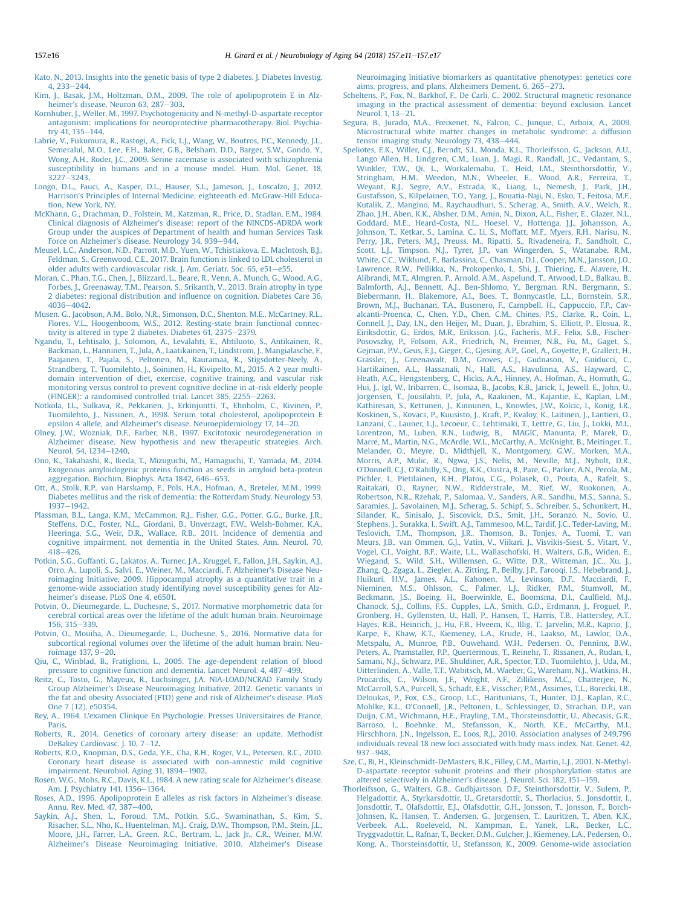Kato, N., 2013. Insights into the genetic basis of type 2 diabetes. J. Diabetes Investig. 4, 233–244.

Kim, J., Basak, J.M., Holtzman, D.M., 2009. The role of apolipoprotein E in Alzheimer's disease. Neuron 63, 287–303.

Kornhuber, J., Weller, M., 1997. Psychotogenicity and N-methyl-D-aspartate receptor antagonism: implications for neuroprotective pharmacotherapy. Biol. Psychiatry 41, 135–144.

Labrie, V., Fukumura, R., Rastogi, A., Fick, L.J., Wang, W., Boutros, P.C., Kennedy, J.L., Semeralul, M.O., Lee, F.H., Baker, G.B., Belsham, D.D., Barger, S.W., Gondo, Y., Wong, A.H., Roder, J.C., 2009. Serine racemase is associated with schizophrenia susceptibility in humans and in a mouse model. Hum. Mol. Genet. 18, 3227–3243.

Longo, D.L., Fauci, A., Kasper, D.L., Hauser, S.L., Jameson, J., Loscalzo, J., 2012. Harrison's Principles of Internal Medicine, eighteenth ed. McGraw-Hill Education, New York, NY.

McKhann, G., Drachman, D., Folstein, M., Katzman, R., Price, D., Stadlan, E.M., 1984. Clinical diagnosis of Alzheimer's disease: report of the NINCDS-ADRDA work Group under the auspices of Department of health and human Services Task Force on Alzheimer's disease. Neurology 34, 939–944.

Meusel, L.C., Anderson, N.D., Parrott, M.D., Yuen, W., Tchistiakova, E., MacIntosh, B.J., Feldman, S., Greenwood, C.E., 2017. Brain function is linked to LDL cholesterol in older adults with cardiovascular risk. J. Am. Geriatr. Soc. 65, e51–e55.

Moran, C., Phan, T.G., Chen, J., Blizzard, L., Beare, R., Venn, A., Munch, G., Wood, A.G., Forbes, J., Greenaway, T.M., Pearson, S., Srikanth, V., 2013. Brain atrophy in type 2 diabetes: regional distribution and influence on cognition. Diabetes Care 36, 4036–4042.

Musen, G., Jacobson, A.M., Bolo, N.R., Simonson, D.C., Shenton, M.E., McCartney, R.L., Flores, V.L., Hoogenboom, W.S., 2012. Resting-state brain functional connectivity is altered in type 2 diabetes. Diabetes 61, 2375–2379.

Ngandu, T., Lehtisalo, J., Solomon, A., Levalahti, E., Ahtiluoto, S., Antikainen, R., Backman, L., Hanninen, T., Jula, A., Laatikainen, T., Lindstrom, J., Mangialasche, F., Paajanen, T., Pajala, S., Peltonen, M., Rauramaa, R., Stigsdotter-Neely, A., Strandberg, T., Tuomilehto, J., Soininen, H., Kivipelto, M., 2015. A 2 year multidomain intervention of diet, exercise, cognitive training, and vascular risk monitoring versus control to prevent cognitive decline in at-risk elderly people (FINGER): a randomised controlled trial. Lancet 385, 2255–2263.

Notkola, I.L., Sulkava, R., Pekkanen, J., Erkinjuntti, T., Ehnholm, C., Kivinen, P., Tuomilehto, J., Nissinen, A., 1998. Serum total cholesterol, apolipoprotein E epsilon 4 allele, and Alzheimer's disease. Neuroepidemiology 17, 14–20.

Olney, J.W., Wozniak, D.F., Farber, N.B., 1997. Excitotoxic neurodegeneration in Alzheimer disease. New hypothesis and new therapeutic strategies. Arch. Neurol. 54, 1234–1240.

Ono, K., Takahashi, R., Ikeda, T., Mizuguchi, M., Hamaguchi, T., Yamada, M., 2014. Exogenous amyloidogenic proteins function as seeds in amyloid beta-protein aggregation. Biochim. Biophys. Acta 1842, 646–653.

Ott, A., Stolk, R.P., van Harskamp, F., Pols, H.A., Hofman, A., Breteler, M.M., 1999. Diabetes mellitus and the risk of dementia: the Rotterdam Study. Neurology 53, 1937–1942.

Plassman, B.L., Langa, K.M., McCammon, R.J., Fisher, G.G., Potter, G.G., Burke, J.R., Steffens, D.C., Foster, N.L., Giordani, B., Unverzagt, F.W., Welsh-Bohmer, K.A., Heeringa, S.G., Weir, D.R., Wallace, R.B., 2011. Incidence of dementia and cognitive impairment, not dementia in the United States. Ann. Neurol. 70, 418–426.

Potkin, S.G., Guffanti, G., Lakatos, A., Turner, J.A., Kruggel, F., Fallon, J.H., Saykin, A.J., Orro, A., Lupoli, S., Salvi, E., Weiner, M., Macciardi, F. Alzheimer's Disease Neuroimaging Initiative, 2009. Hippocampal atrophy as a quantitative trait in a genome-wide association study identifying novel susceptibility genes for Alzheimer's disease. PLoS One 4, e6501.

Potvin, O., Dieumegarde, L., Duchesne, S., 2017. Normative morphometric data for cerebral cortical areas over the lifetime of the adult human brain. Neuroimage 156, 315–339.

Potvin, O., Mouiha, A., Dieumegarde, L., Duchesne, S., 2016. Normative data for subcortical regional volumes over the lifetime of the adult human brain. Neuroimage 137, 9–20.

Qiu, C., Winblad, B., Fratiglioni, L., 2005. The age-dependent relation of blood pressure to cognitive function and dementia. Lancet Neurol. 4, 487–499.

Reitz, C., Tosto, G., Mayeux, R., Luchsinger, J.A. NIA-LOAD/NCRAD Family Study Group Alzheimer's Disease Neuroimaging Initiative, 2012. Genetic variants in the fat and obesity Associated (FTO) gene and risk of Alzheimer's disease. PLoS One 7 (12), e50354.

Rey, A., 1964. L'examen Clinique En Psychologie. Presses Universitaires de France, Paris.

Roberts, R., 2014. Genetics of coronary artery disease: an update. Methodist DeBakey Cardiovasc. J. 10, 7–12.

Roberts, R.O., Knopman, D.S., Geda, Y.E., Cha, R.H., Roger, V.L., Petersen, R.C., 2010. Coronary heart disease is associated with non-amnestic mild cognitive impairment. Neurobiol. Aging 31, 1894–1902.

Rosen, W.G., Mohs, R.C., Davis, K.L., 1984. A new rating scale for Alzheimer's disease. Am. J. Psychiatry 141, 1356–1364.

Roses, A.D., 1996. Apolipoprotein E alleles as risk factors in Alzheimer's disease. Annu. Rev. Med. 47, 387–400.

Saykin, A.J., Shen, L., Foroud, T.M., Potkin, S.G., Swaminathan, S., Kim, S., Risacher, S.L., Nho, K., Huentelman, M.J., Craig, D.W., Thompson, P.M., Stein, J.L., Moore, J.H., Farrer, L.A., Green, R.C., Bertram, L., Jack Jr., C.R., Weiner, M.W. Alzheimer's Disease Neuroimaging Initiative, 2010. Alzheimer's Disease Neuroimaging Initiative biomarkers as quantitative phenotypes: genetics core aims, progress, and plans. Alzheimers Dement. 6, 265–273.

Scheltens, P., Fox, N., Barkhof, F., De Carli, C., 2002. Structural magnetic resonance imaging in the practical assessment of dementia: beyond exclusion. Lancet Neurol. 1, 13–21.

Segura, B., Jurado, M.A., Freixenet, N., Falcon, C., Junque, C., Arboix, A., 2009. Microstructural white matter changes in metabolic syndrome: a diffusion tensor imaging study. Neurology 73, 438–444.

Speliotes, E.K., Willer, C.J., Berndt, S.I., Monda, K.L., Thorleifsson, G., Jackson, A.U., Lango Allen, H., Lindgren, C.M., Luan, J., Magi, R., Randall, J.C., Vedantam, S., Winkler, T.W., Qi, L., Workalemahu, T., Heid, I.M., Steinthorsdottir, V., Stringham, H.M., Weedon, M.N., Wheeler, E., Wood, A.R., Ferreira, T., Weyant, R.J., Segre, A.V., Estrada, K., Liang, L., Nemesh, J., Park, J.H., Gustafsson, S., Kilpelainen, T.O., Yang, J., Bouatia-Naji, N., Esko, T., Feitosa, M.F., Kutalik, Z., Mangino, M., Raychaudhuri, S., Scherag, A., Smith, A.V., Welch, R., Zhao, J.H., Aben, K.K., Absher, D.M., Amin, N., Dixon, A.L., Fisher, E., Glazer, N.L., Goddard, M.E., Heard-Costa, N.L., Hoesel, V., Hottenga, J.J., Johansson, A., Johnson, T., Ketkar, S., Lamina, C., Li, S., Moffatt, M.F., Myers, R.H., Narisu, N., Perry, J.R., Peters, M.J., Preuss, M., Ripatti, S., Rivadeneira, F., Sandholt, C., Scott, L.J., Timpson, N.J., Tyrer, J.P., van Wingerden, S., Watanabe, R.M., White, C.C., Wiklund, F., Barlassina, C., Chasman, D.I., Cooper, M.N., Jansson, J.O., Lawrence, R.W., Pellikka, N., Prokopenko, I., Shi, J., Thiering, E., Alavere, H., Alibrandi, M.T., Almgren, P., Arnold, A.M., Aspelund, T., Atwood, L.D., Balkau, B., Balmforth, A.J., Bennett, A.J., Ben-Shlomo, Y., Bergman, R.N., Bergmann, S., Biebermann, H., Blakemore, A.I., Boes, T., Bonnycastle, L.L., Bornstein, S.R., Brown, M.J., Buchanan, T.A., Busonero, F., Campbell, H., Cappuccio, F.P., Cavalcanti-Proenca, C., Chen, Y.D., Chen, C.M., Chines, P.S., Clarke, R., Coin, L., Connell, J., Day, I.N., den Heijer, M., Duan, J., Ebrahim, S., Elliott, P., Elosua, R., Eiriksdottir, G., Erdos, M.R., Eriksson, J.G., Facheris, M.F., Felix, S.B., Fischer-Posovszky, P., Folsom, A.R., Friedrich, N., Freimer, N.B., Fu, M., Gaget, S., Gejman, P.V., Geus, E.J., Gieger, C., Gjesing, A.P., Goel, A., Goyette, P., Grallert, H., Grassler, J., Greenawalt, D.M., Groves, C.J., Gudnason, V., Guiducci, C., Hartikainen, A.L., Hassanali, N., Hall, A.S., Havulinna, A.S., Hayward, C., Heath, A.C., Hengstenberg, C., Hicks, A.A., Hinney, A., Hofman, A., Homuth, G., Hui, J., Igl, W., Iribarren, C., Isomaa, B., Jacobs, K.B., Jarick, I., Jewell, E., John, U., Jorgensen, T., Jousilahti, P., Jula, A., Kaakinen, M., Kajantie, E., Kaplan, L.M., Kathiresan, S., Kettunen, J., Kinnunen, L., Knowles, J.W., Kolcic, I., Konig, I.R., Koskinen, S., Kovacs, P., Kuusisto, J., Kraft, P., Kvaloy, K., Laitinen, J., Lantieri, O., Lanzani, C., Launer, L.J., Lecoeur, C., Lehtimaki, T., Lettre, G., Liu, J., Lokki, M.L., Lorentzon, M., Luben, R.N., Ludwig, B., MAGIC, Manunta, P., Marek, D., Marre, M., Martin, N.G., McArdle, W.L., McCarthy, A., McKnight, B., Meitinger, T., Melander, O., Meyre, D., Midthjell, K., Montgomery, G.W., Morken, M.A., Morris, A.P., Mulic, R., Ngwa, J.S., Nelis, M., Neville, M.J., Nyholt, D.R., O'Donnell, C.J., O'Rahilly, S., Ong, K.K., Oostra, B., Pare, G., Parker, A.N., Perola, M., Pichler, I., Pietilainen, K.H., Platou, C.G., Polasek, O., Pouta, A., Rafelt, S., Raitakari, O., Rayner, N.W., Ridderstrale, M., Rief, W., Ruokonen, A., Robertson, N.R., Rzehak, P., Salomaa, V., Sanders, A.R., Sandhu, M.S., Sanna, S., Saramies, J., Savolainen, M.J., Scherag, S., Schipf, S., Schreiber, S., Schunkert, H., Silander, K., Sinisalo, J., Siscovick, D.S., Smit, J.H., Soranzo, N., Sovio, U., Stephens, J., Surakka, I., Swift, A.J., Tammesoo, M.L., Tardif, J.C., Teder-Laving, M., Teslovich, T.M., Thompson, J.R., Thomson, B., Tonjes, A., Tuomi, T., van Meurs, J.B., van Ommen, G.J., Vatin, V., Viikari, J., Visvikis-Siest, S., Vitart, V., Vogel, C.I., Voight, B.F., Waite, L.L., Wallaschofski, H., Walters, G.B., Widen, E., Wiegand, S., Wild, S.H., Willemsen, G., Witte, D.R., Witteman, J.C., Xu, J., Zhang, Q., Zgaga, L., Ziegler, A., Zitting, P., Beilby, J.P., Farooqi, I.S., Hebebrand, J., Huikuri, H.V., James, A.L., Kahonen, M., Levinson, D.F., Macciardi, F., Nieminen, M.S., Ohlsson, C., Palmer, L.J., Ridker, P.M., Stumvoll, M., Beckmann, J.S., Boeing, H., Boerwinkle, E., Boomsma, D.I., Caulfield, M.J., Chanock, S.J., Collins, F.S., Cupples, L.A., Smith, G.D., Erdmann, J., Froguel, P., Gronberg, H., Gyllensten, U., Hall, P., Hansen, T., Harris, T.B., Hattersley, A.T., Hayes, R.B., Heinrich, J., Hu, F.B., Hveem, K., Illig, T., Jarvelin, M.R., Kaprio, J., Karpe, F., Khaw, K.T., Kiemeney, L.A., Krude, H., Laakso, M., Lawlor, D.A., Metspalu, A., Munroe, P.B., Ouwehand, W.H., Pedersen, O., Penninx, B.W., Peters, A., Pramstaller, P.P., Quertermous, T., Reinehr, T., Rissanen, A., Rudan, I., Samani, N.J., Schwarz, P.E., Shuldiner, A.R., Spector, T.D., Tuomilehto, J., Uda, M., Uitterlinden, A., Valle, T.T., Wabitsch, M., Waeber, G., Wareham, N.J., Watkins, H., Procardis, C., Wilson, J.F., Wright, A.F., Zillikens, M.C., Chatterjee, N., McCarroll, S.A., Purcell, S., Schadt, E.E., Visscher, P.M., Assimes, T.L., Borecki, I.B., Deloukas, P., Fox, C.S., Groop, L.C., Haritunians, T., Hunter, D.J., Kaplan, R.C., Mohlke, K.L., O'Connell, J.R., Peltonen, L., Schlessinger, D., Strachan, D.P., van Duijn, C.M., Wichmann, H.E., Frayling, T.M., Thorsteinsdottir, U., Abecasis, G.R., Barroso, I., Boehnke, M., Stefansson, K., North, K.E., McCarthy, M.I., Hirschhorn, J.N., Ingelsson, E., Loos, R.J., 2010. Association analyses of 249,796 individuals reveal 18 new loci associated with body mass index. Nat. Genet. 42, 937–948.

Sze, C., Bi, H., Kleinschmidt-DeMasters, B.K., Filley, C.M., Martin, L.J., 2001. N-Methyl-D-aspartate receptor subunit proteins and their phosphorylation status are altered selectively in Alzheimer's disease. J. Neurol. Sci. 182, 151–159.

Thorleifsson, G., Walters, G.B., Gudbjartsson, D.F., Steinthorsdottir, V., Sulem, P., Helgadottir, A., Styrkarsdottir, U., Gretarsdottir, S., Thorlacius, S., Jonsdottir, I., Jonsdottir, T., Olafsdottir, E.J., Olafsdottir, G.H., Jonsson, T., Jonsson, F., Borch-Johnsen, K., Hansen, T., Andersen, G., Jorgensen, T., Lauritzen, T., Aben, K.K., Verbeek, A.L., Roeleveld, N., Kampman, E., Yanek, L.R., Becker, L.C., Tryggvadottir, L., Rafnar, T., Becker, D.M., Gulcher, J., Kiemeney, L.A., Pedersen, O., Kong, A., Thorsteinsdottir, U., Stefansson, K., 2009. Genome-wide association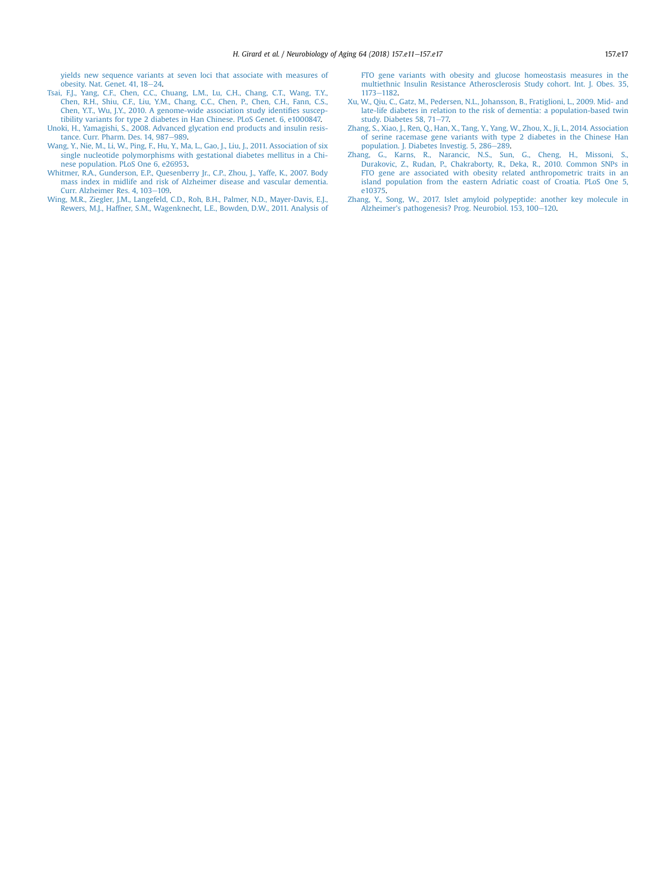yields new sequence variants at seven loci that associate with measures of obesity. Nat. Genet. 41, 18–24.

Tsai, F.J., Yang, C.F., Chen, C.C., Chuang, L.M., Lu, C.H., Chang, C.T., Wang, T.Y., Chen, R.H., Shiu, C.F., Liu, Y.M., Chang, C.C., Chen, P., Chen, C.H., Fann, C.S., Chen, Y.T., Wu, J.Y., 2010. A genome-wide association study identifies susceptibility variants for type 2 diabetes in Han Chinese. PLoS Genet. 6, e1000847.

Unoki, H., Yamagishi, S., 2008. Advanced glycation end products and insulin resistance. Curr. Pharm. Des. 14, 987–989.

Wang, Y., Nie, M., Li, W., Ping, F., Hu, Y., Ma, L., Gao, J., Liu, J., 2011. Association of six single nucleotide polymorphisms with gestational diabetes mellitus in a Chinese population. PLoS One 6, e26953.

Whitmer, R.A., Gunderson, E.P., Quesenberry Jr., C.P., Zhou, J., Yaffe, K., 2007. Body mass index in midlife and risk of Alzheimer disease and vascular dementia. Curr. Alzheimer Res. 4, 103–109.

Wing, M.R., Ziegler, J.M., Langefeld, C.D., Roh, B.H., Palmer, N.D., Mayer-Davis, E.J., Rewers, M.J., Haffner, S.M., Wagenknecht, L.E., Bowden, D.W., 2011. Analysis of FTO gene variants with obesity and glucose homeostasis measures in the multiethnic Insulin Resistance Atherosclerosis Study cohort. Int. J. Obes. 35, 1173–1182.

Xu, W., Qiu, C., Gatz, M., Pedersen, N.L., Johansson, B., Fratiglioni, L., 2009. Mid- and late-life diabetes in relation to the risk of dementia: a population-based twin study. Diabetes 58, 71–77.

Zhang, S., Xiao, J., Ren, Q., Han, X., Tang, Y., Yang, W., Zhou, X., Ji, L., 2014. Association of serine racemase gene variants with type 2 diabetes in the Chinese Han population. J. Diabetes Investig. 5, 286–289.

Zhang, G., Karns, R., Narancic, N.S., Sun, G., Cheng, H., Missoni, S., Durakovic, Z., Rudan, P., Chakraborty, R., Deka, R., 2010. Common SNPs in FTO gene are associated with obesity related anthropometric traits in an island population from the eastern Adriatic coast of Croatia. PLoS One 5, e10375.

Zhang, Y., Song, W., 2017. Islet amyloid polypeptide: another key molecule in Alzheimer's pathogenesis? Prog. Neurobiol. 153, 100–120.